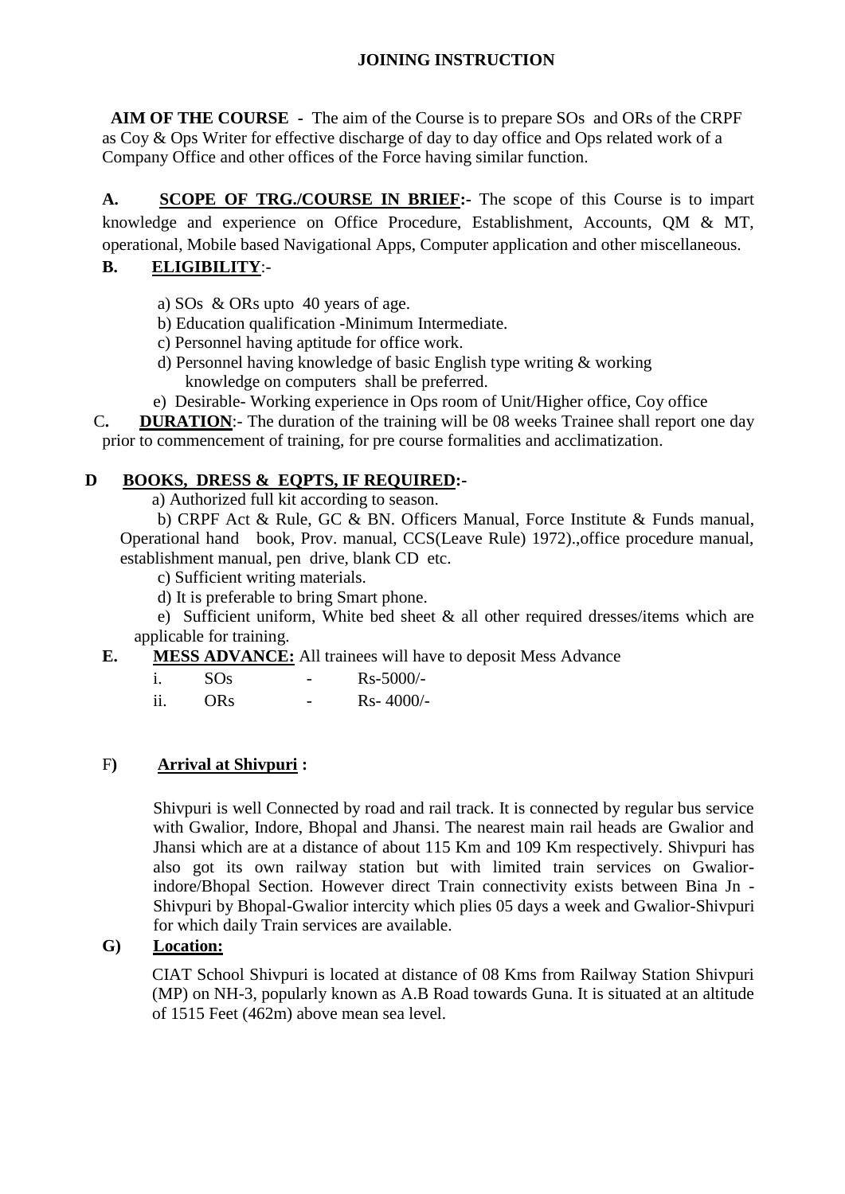# JOINING INSTRUCTION

**AIM OF THE COURSE** - The aim of the Course is to prepare SOs and ORs of the CRPF as Coy & Ops Writer for effective discharge of day to day office and Ops related work of a Company Office and other offices of the Force having similar function.

**A. SCOPE OF TRG./COURSE IN BRIEF:-** The scope of this Course is to impart knowledge and experience on Office Procedure, Establishment, Accounts, QM & MT, operational, Mobile based Navigational Apps, Computer application and other miscellaneous.

**B. ELIGIBILITY**:-

a) SOs & ORs upto 40 years of age.
b) Education qualification -Minimum Intermediate.
c) Personnel having aptitude for office work.
d) Personnel having knowledge of basic English type writing & working knowledge on computers shall be preferred.
e) Desirable- Working experience in Ops room of Unit/Higher office, Coy office

**C. DURATION**:- The duration of the training will be 08 weeks Trainee shall report one day prior to commencement of training, for pre course formalities and acclimatization.

**D BOOKS, DRESS & EQPTS, IF REQUIRED:-**

a) Authorized full kit according to season.
b) CRPF Act & Rule, GC & BN. Officers Manual, Force Institute & Funds manual, Operational hand book, Prov. manual, CCS(Leave Rule) 1972).,office procedure manual, establishment manual, pen drive, blank CD etc.
c) Sufficient writing materials.
d) It is preferable to bring Smart phone.
e) Sufficient uniform, White bed sheet & all other required dresses/items which are applicable for training.

**E. MESS ADVANCE:** All trainees will have to deposit Mess Advance

i. SOs - Rs-5000/-
ii. ORs - Rs- 4000/-

**F) Arrival at Shivpuri :**

Shivpuri is well Connected by road and rail track. It is connected by regular bus service with Gwalior, Indore, Bhopal and Jhansi. The nearest main rail heads are Gwalior and Jhansi which are at a distance of about 115 Km and 109 Km respectively. Shivpuri has also got its own railway station but with limited train services on Gwalior-indore/Bhopal Section. However direct Train connectivity exists between Bina Jn - Shivpuri by Bhopal-Gwalior intercity which plies 05 days a week and Gwalior-Shivpuri for which daily Train services are available.

**G) Location:**

CIAT School Shivpuri is located at distance of 08 Kms from Railway Station Shivpuri (MP) on NH-3, popularly known as A.B Road towards Guna. It is situated at an altitude of 1515 Feet (462m) above mean sea level.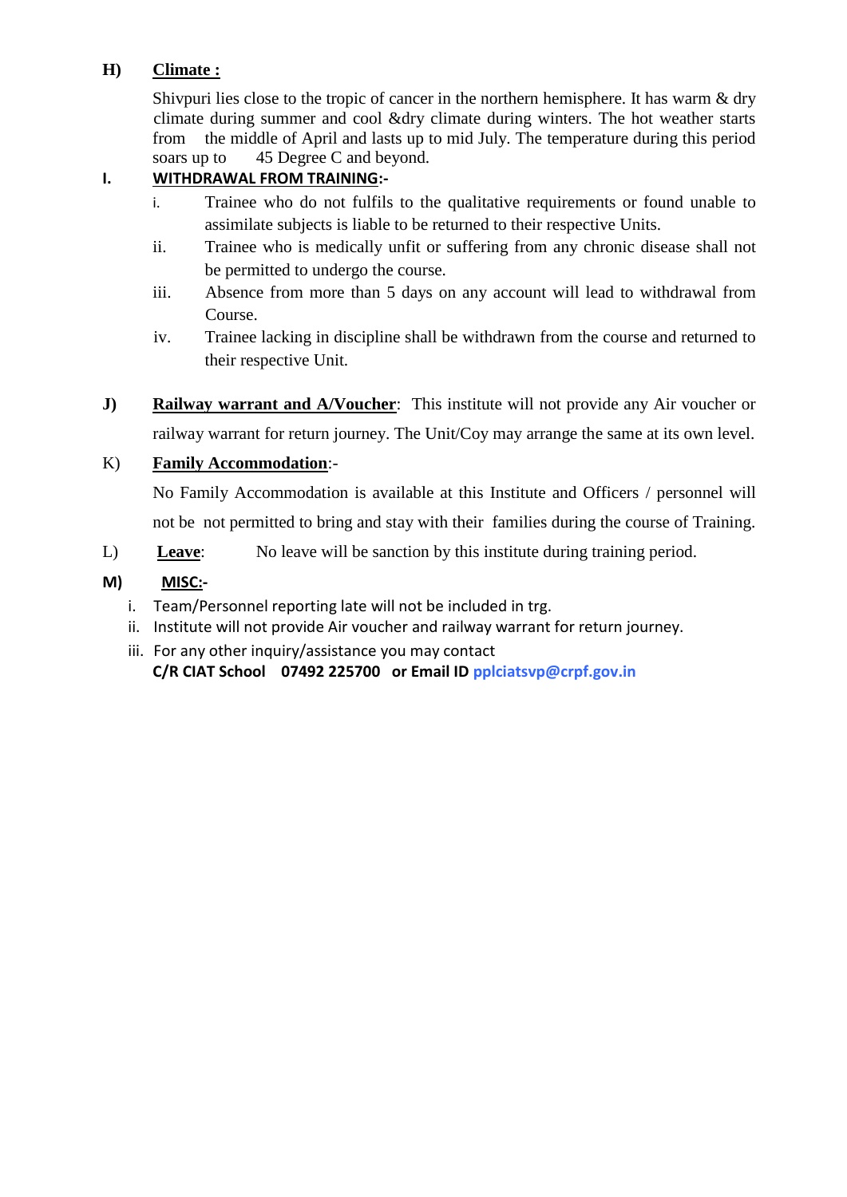**H) Climate :**

Shivpuri lies close to the tropic of cancer in the northern hemisphere. It has warm & dry climate during summer and cool &dry climate during winters. The hot weather starts from the middle of April and lasts up to mid July. The temperature during this period soars up to 45 Degree C and beyond.

**I. WITHDRAWAL FROM TRAINING:-**

i. Trainee who do not fulfils to the qualitative requirements or found unable to assimilate subjects is liable to be returned to their respective Units.

ii. Trainee who is medically unfit or suffering from any chronic disease shall not be permitted to undergo the course.

iii. Absence from more than 5 days on any account will lead to withdrawal from Course.

iv. Trainee lacking in discipline shall be withdrawn from the course and returned to their respective Unit.

**J) Railway warrant and A/Voucher**: This institute will not provide any Air voucher or railway warrant for return journey. The Unit/Coy may arrange the same at its own level.

K) **Family Accommodation**:-

No Family Accommodation is available at this Institute and Officers / personnel will not be not permitted to bring and stay with their families during the course of Training.

L) **Leave**: No leave will be sanction by this institute during training period.

**M) MISC:-**

i. Team/Personnel reporting late will not be included in trg.

ii. Institute will not provide Air voucher and railway warrant for return journey.

iii. For any other inquiry/assistance you may contact
**C/R CIAT School 07492 225700 or Email ID pplciatsvp@crpf.gov.in**